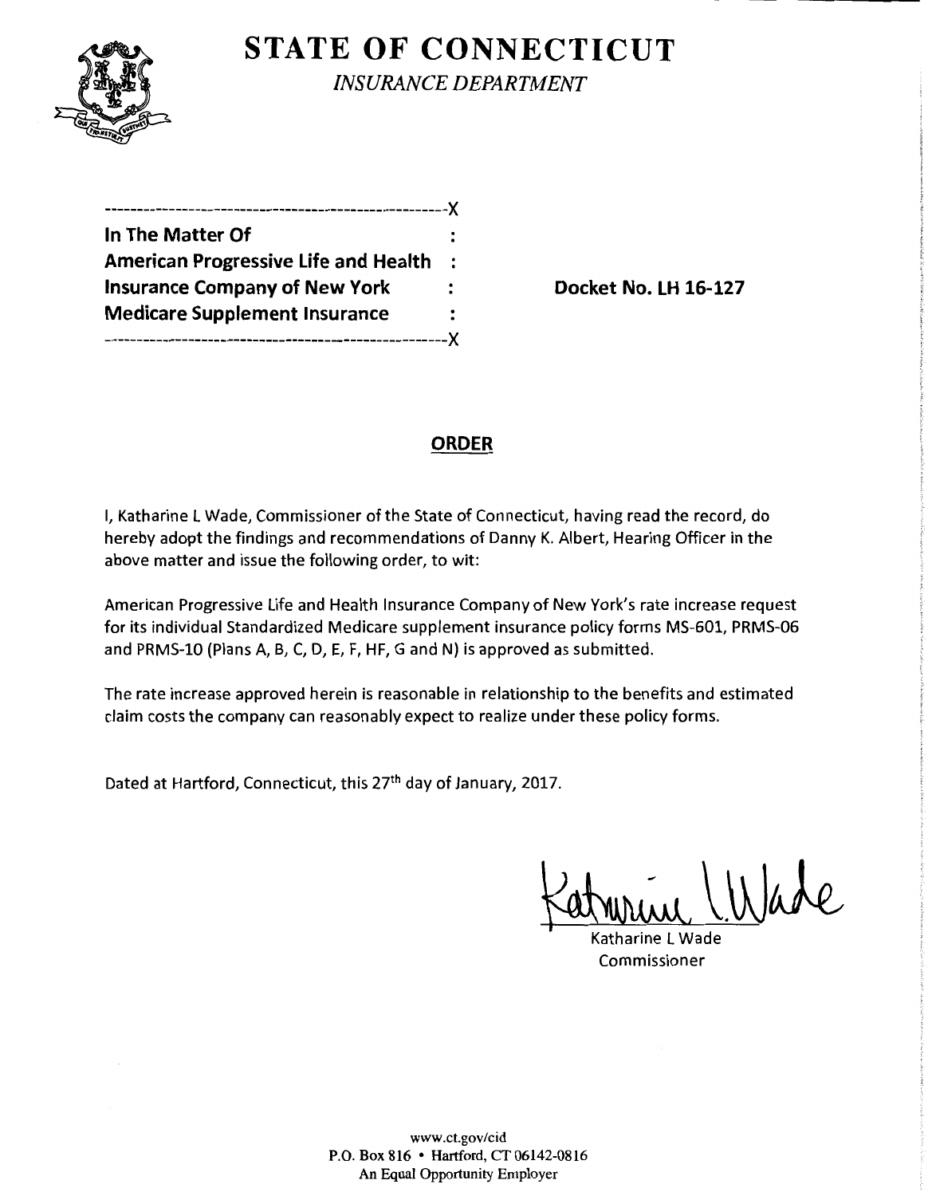# STATE OF CONNECTICUT

*INSURANCE DEPARTMENT*

```
----------------------------------------------------X
In The Matter Of                                   :
American Progressive Life and Health               :
Insurance Company of New York                      :
Medicare Supplement Insurance                      :
----------------------------------------------------X
```

**Docket No. LH 16-127**

## ORDER

I, Katharine L Wade, Commissioner of the State of Connecticut, having read the record, do hereby adopt the findings and recommendations of Danny K. Albert, Hearing Officer in the above matter and issue the following order, to wit:

American Progressive Life and Health Insurance Company of New York's rate increase request for its individual Standardized Medicare supplement insurance policy forms MS-601, PRMS-06 and PRMS-10 (Plans A, B, C, D, E, F, HF, G and N) is approved as submitted.

The rate increase approved herein is reasonable in relationship to the benefits and estimated claim costs the company can reasonably expect to realize under these policy forms.

Dated at Hartford, Connecticut, this 27th day of January, 2017.

Katharine L Wade
Commissioner

www.ct.gov/cid
P.O. Box 816 • Hartford, CT 06142-0816
An Equal Opportunity Employer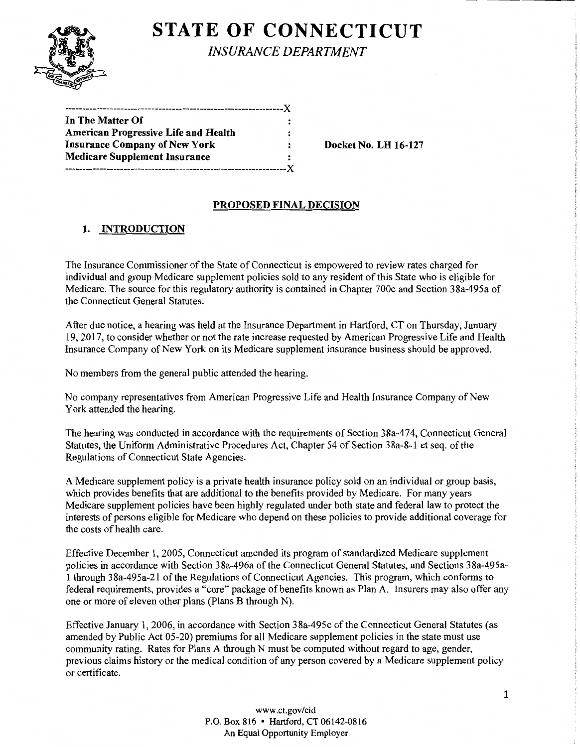# STATE OF CONNECTICUT

*INSURANCE DEPARTMENT*

| | | |
|---|---|---|
| **In The Matter Of** | : | |
| **American Progressive Life and Health** | : | |
| **Insurance Company of New York** | : | **Docket No. LH 16-127** |
| **Medicare Supplement Insurance** | : | |

## PROPOSED FINAL DECISION

### 1. INTRODUCTION

The Insurance Commissioner of the State of Connecticut is empowered to review rates charged for individual and group Medicare supplement policies sold to any resident of this State who is eligible for Medicare. The source for this regulatory authority is contained in Chapter 700c and Section 38a-495a of the Connecticut General Statutes.

After due notice, a hearing was held at the Insurance Department in Hartford, CT on Thursday, January 19, 2017, to consider whether or not the rate increase requested by American Progressive Life and Health Insurance Company of New York on its Medicare supplement insurance business should be approved.

No members from the general public attended the hearing.

No company representatives from American Progressive Life and Health Insurance Company of New York attended the hearing.

The hearing was conducted in accordance with the requirements of Section 38a-474, Connecticut General Statutes, the Uniform Administrative Procedures Act, Chapter 54 of Section 38a-8-1 et seq. of the Regulations of Connecticut State Agencies.

A Medicare supplement policy is a private health insurance policy sold on an individual or group basis, which provides benefits that are additional to the benefits provided by Medicare. For many years Medicare supplement policies have been highly regulated under both state and federal law to protect the interests of persons eligible for Medicare who depend on these policies to provide additional coverage for the costs of health care.

Effective December 1, 2005, Connecticut amended its program of standardized Medicare supplement policies in accordance with Section 38a-496a of the Connecticut General Statutes, and Sections 38a-495a-1 through 38a-495a-21 of the Regulations of Connecticut Agencies. This program, which conforms to federal requirements, provides a "core" package of benefits known as Plan A. Insurers may also offer any one or more of eleven other plans (Plans B through N).

Effective January 1, 2006, in accordance with Section 38a-495c of the Connecticut General Statutes (as amended by Public Act 05-20) premiums for all Medicare supplement policies in the state must use community rating. Rates for Plans A through N must be computed without regard to age, gender, previous claims history or the medical condition of any person covered by a Medicare supplement policy or certificate.

www.ct.gov/cid
P.O. Box 816 • Hartford, CT 06142-0816
An Equal Opportunity Employer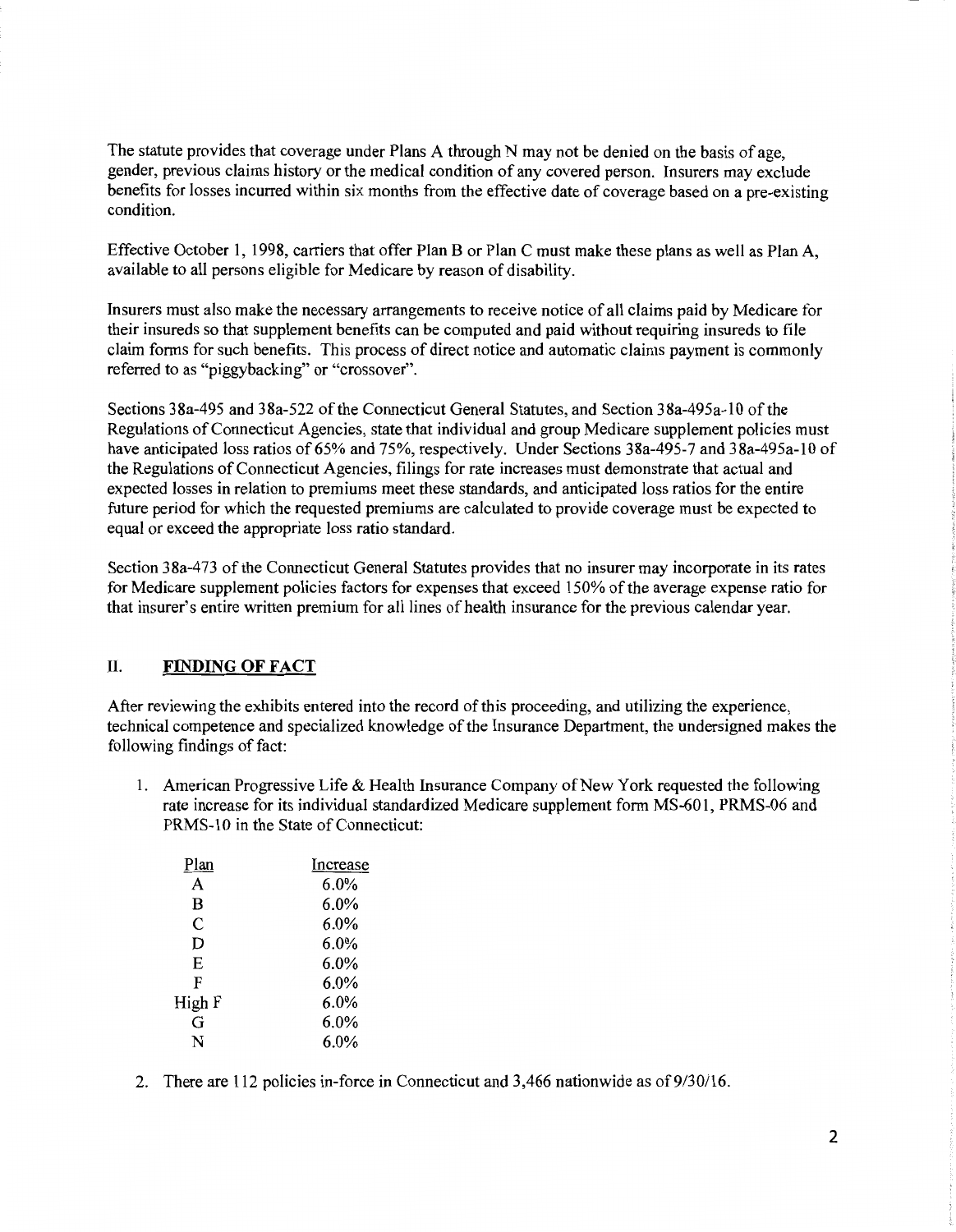The statute provides that coverage under Plans A through N may not be denied on the basis of age, gender, previous claims history or the medical condition of any covered person. Insurers may exclude benefits for losses incurred within six months from the effective date of coverage based on a pre-existing condition.

Effective October 1, 1998, carriers that offer Plan B or Plan C must make these plans as well as Plan A, available to all persons eligible for Medicare by reason of disability.

Insurers must also make the necessary arrangements to receive notice of all claims paid by Medicare for their insureds so that supplement benefits can be computed and paid without requiring insureds to file claim forms for such benefits. This process of direct notice and automatic claims payment is commonly referred to as "piggybacking" or "crossover".

Sections 38a-495 and 38a-522 of the Connecticut General Statutes, and Section 38a-495a-10 of the Regulations of Connecticut Agencies, state that individual and group Medicare supplement policies must have anticipated loss ratios of 65% and 75%, respectively. Under Sections 38a-495-7 and 38a-495a-10 of the Regulations of Connecticut Agencies, filings for rate increases must demonstrate that actual and expected losses in relation to premiums meet these standards, and anticipated loss ratios for the entire future period for which the requested premiums are calculated to provide coverage must be expected to equal or exceed the appropriate loss ratio standard.

Section 38a-473 of the Connecticut General Statutes provides that no insurer may incorporate in its rates for Medicare supplement policies factors for expenses that exceed 150% of the average expense ratio for that insurer's entire written premium for all lines of health insurance for the previous calendar year.

## II. FINDING OF FACT

After reviewing the exhibits entered into the record of this proceeding, and utilizing the experience, technical competence and specialized knowledge of the Insurance Department, the undersigned makes the following findings of fact:

1. American Progressive Life & Health Insurance Company of New York requested the following rate increase for its individual standardized Medicare supplement form MS-601, PRMS-06 and PRMS-10 in the State of Connecticut:

| Plan | Increase |
|---|---|
| A | 6.0% |
| B | 6.0% |
| C | 6.0% |
| D | 6.0% |
| E | 6.0% |
| F | 6.0% |
| High F | 6.0% |
| G | 6.0% |
| N | 6.0% |

2. There are 112 policies in-force in Connecticut and 3,466 nationwide as of 9/30/16.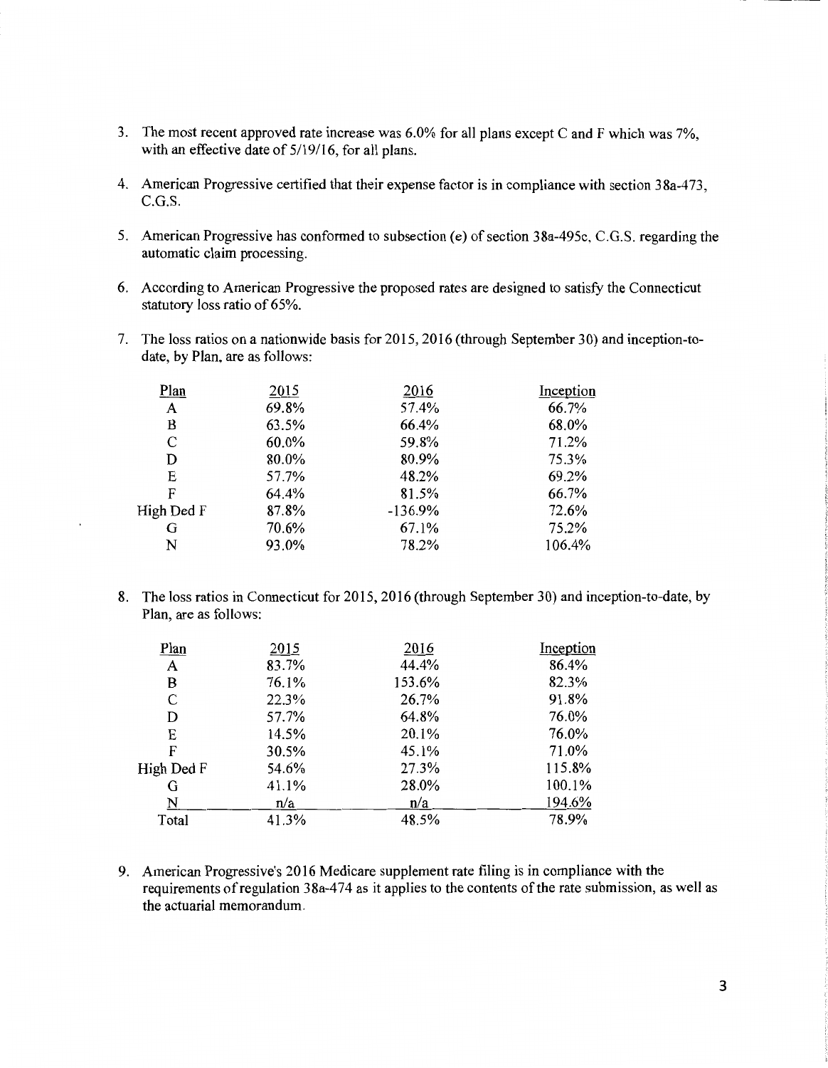3. The most recent approved rate increase was 6.0% for all plans except C and F which was 7%, with an effective date of 5/19/16, for all plans.

4. American Progressive certified that their expense factor is in compliance with section 38a-473, C.G.S.

5. American Progressive has conformed to subsection (e) of section 38a-495c, C.G.S. regarding the automatic claim processing.

6. According to American Progressive the proposed rates are designed to satisfy the Connecticut statutory loss ratio of 65%.

7. The loss ratios on a nationwide basis for 2015, 2016 (through September 30) and inception-to-date, by Plan, are as follows:

| Plan | 2015 | 2016 | Inception |
|---|---|---|---|
| A | 69.8% | 57.4% | 66.7% |
| B | 63.5% | 66.4% | 68.0% |
| C | 60.0% | 59.8% | 71.2% |
| D | 80.0% | 80.9% | 75.3% |
| E | 57.7% | 48.2% | 69.2% |
| F | 64.4% | 81.5% | 66.7% |
| High Ded F | 87.8% | -136.9% | 72.6% |
| G | 70.6% | 67.1% | 75.2% |
| N | 93.0% | 78.2% | 106.4% |

8. The loss ratios in Connecticut for 2015, 2016 (through September 30) and inception-to-date, by Plan, are as follows:

| Plan | 2015 | 2016 | Inception |
|---|---|---|---|
| A | 83.7% | 44.4% | 86.4% |
| B | 76.1% | 153.6% | 82.3% |
| C | 22.3% | 26.7% | 91.8% |
| D | 57.7% | 64.8% | 76.0% |
| E | 14.5% | 20.1% | 76.0% |
| F | 30.5% | 45.1% | 71.0% |
| High Ded F | 54.6% | 27.3% | 115.8% |
| G | 41.1% | 28.0% | 100.1% |
| N | n/a | n/a | 194.6% |
| Total | 41.3% | 48.5% | 78.9% |

9. American Progressive's 2016 Medicare supplement rate filing is in compliance with the requirements of regulation 38a-474 as it applies to the contents of the rate submission, as well as the actuarial memorandum.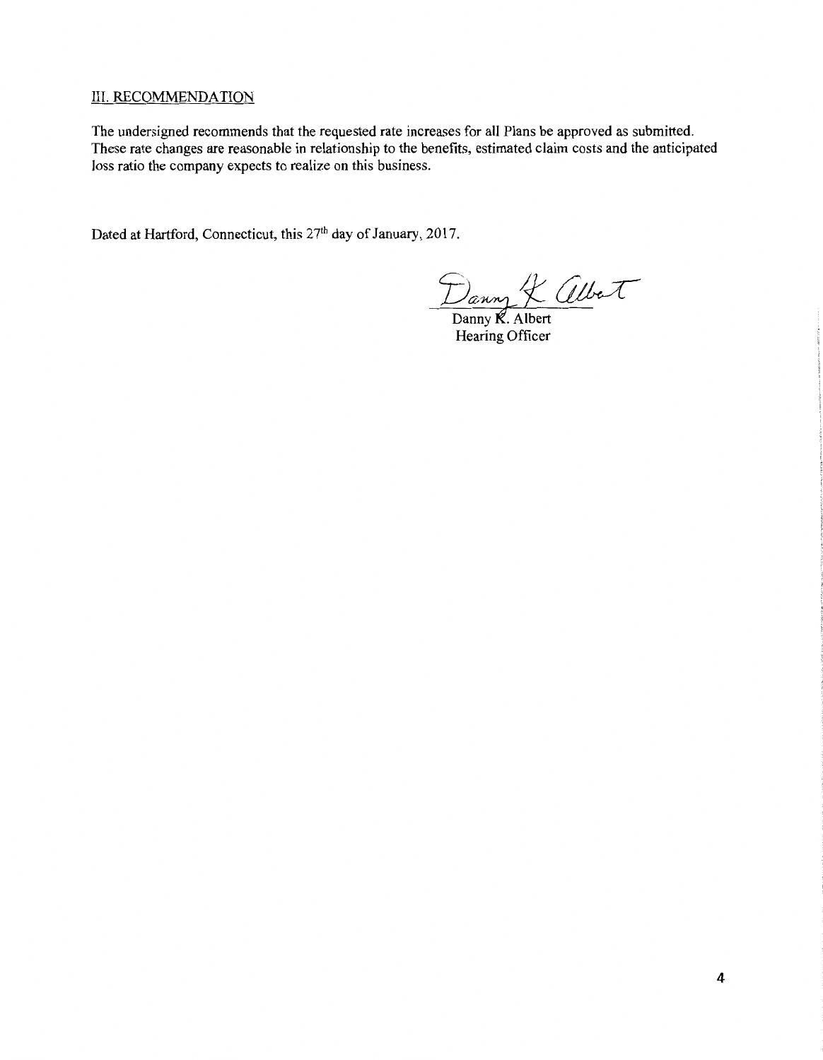## III. RECOMMENDATION

The undersigned recommends that the requested rate increases for all Plans be approved as submitted. These rate changes are reasonable in relationship to the benefits, estimated claim costs and the anticipated loss ratio the company expects to realize on this business.

Dated at Hartford, Connecticut, this 27th day of January, 2017.

Danny K. Albert
Hearing Officer